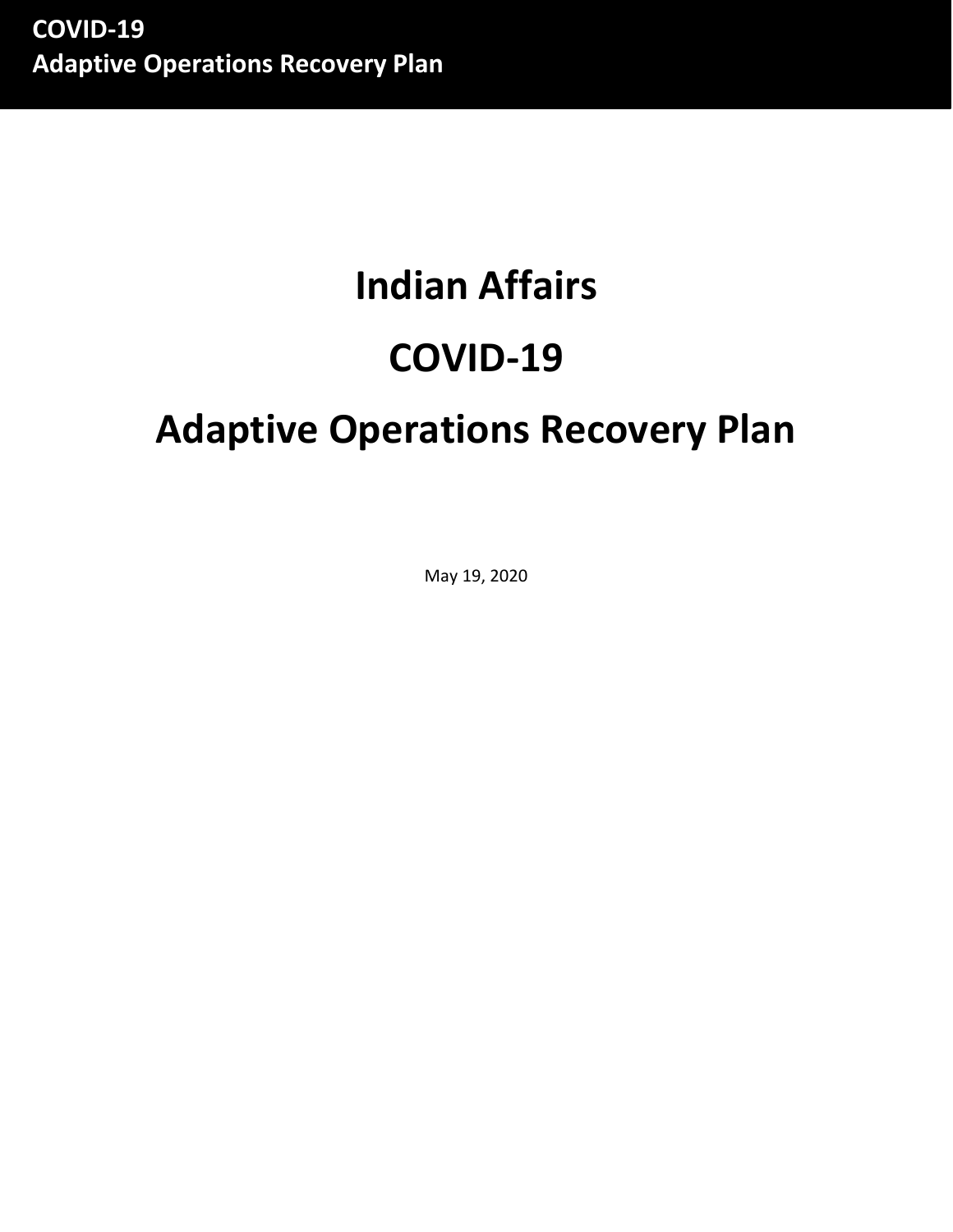# Indian Affairs

# COVID-19

# Adaptive Operations Recovery Plan

May 19, 2020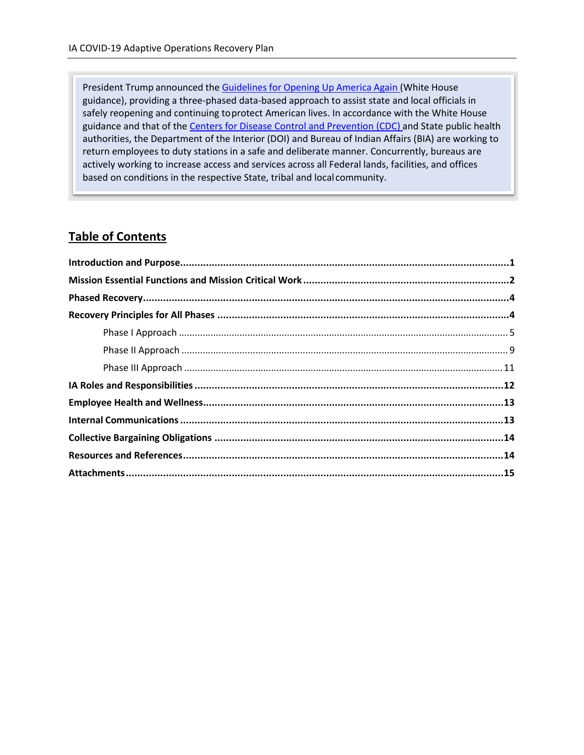> President Trump announced the [Guidelines for Opening Up America Again](#) (White House guidance), providing a three-phased data-based approach to assist state and local officials in safely reopening and continuing to protect American lives. In accordance with the White House guidance and that of the [Centers for Disease Control and Prevention (CDC)](#) and State public health authorities, the Department of the Interior (DOI) and Bureau of Indian Affairs (BIA) are working to return employees to duty stations in a safe and deliberate manner. Concurrently, bureaus are actively working to increase access and services across all Federal lands, facilities, and offices based on conditions in the respective State, tribal and local community.

## Table of Contents

**Introduction and Purpose** .......... **1**

**Mission Essential Functions and Mission Critical Work** .......... **2**

**Phased Recovery** .......... **4**

**Recovery Principles for All Phases** .......... **4**

- Phase I Approach .......... 5
- Phase II Approach .......... 9
- Phase III Approach .......... 11

**IA Roles and Responsibilities** .......... **12**

**Employee Health and Wellness** .......... **13**

**Internal Communications** .......... **13**

**Collective Bargaining Obligations** .......... **14**

**Resources and References** .......... **14**

**Attachments** .......... **15**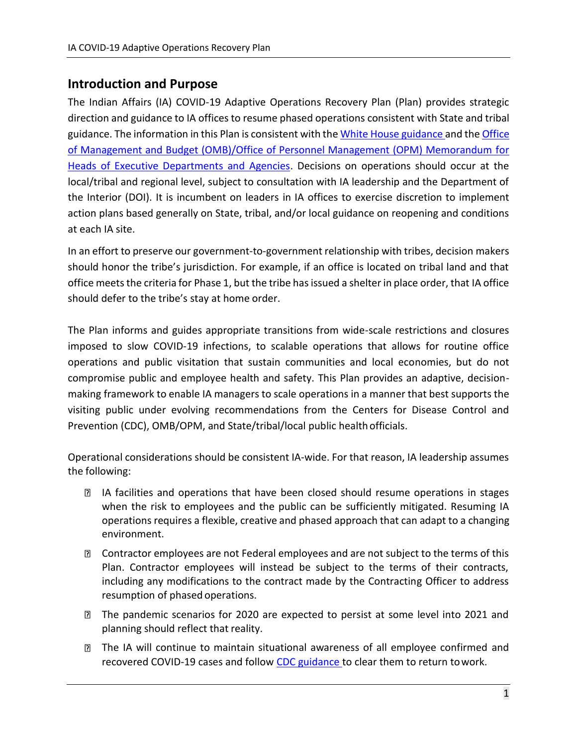## Introduction and Purpose

The Indian Affairs (IA) COVID-19 Adaptive Operations Recovery Plan (Plan) provides strategic direction and guidance to IA offices to resume phased operations consistent with State and tribal guidance. The information in this Plan is consistent with the White House guidance and the Office of Management and Budget (OMB)/Office of Personnel Management (OPM) Memorandum for Heads of Executive Departments and Agencies. Decisions on operations should occur at the local/tribal and regional level, subject to consultation with IA leadership and the Department of the Interior (DOI). It is incumbent on leaders in IA offices to exercise discretion to implement action plans based generally on State, tribal, and/or local guidance on reopening and conditions at each IA site.

In an effort to preserve our government-to-government relationship with tribes, decision makers should honor the tribe's jurisdiction. For example, if an office is located on tribal land and that office meets the criteria for Phase 1, but the tribe has issued a shelter in place order, that IA office should defer to the tribe's stay at home order.

The Plan informs and guides appropriate transitions from wide-scale restrictions and closures imposed to slow COVID-19 infections, to scalable operations that allows for routine office operations and public visitation that sustain communities and local economies, but do not compromise public and employee health and safety. This Plan provides an adaptive, decision-making framework to enable IA managers to scale operations in a manner that best supports the visiting public under evolving recommendations from the Centers for Disease Control and Prevention (CDC), OMB/OPM, and State/tribal/local public health officials.

Operational considerations should be consistent IA-wide. For that reason, IA leadership assumes the following:

- IA facilities and operations that have been closed should resume operations in stages when the risk to employees and the public can be sufficiently mitigated. Resuming IA operations requires a flexible, creative and phased approach that can adapt to a changing environment.
- Contractor employees are not Federal employees and are not subject to the terms of this Plan. Contractor employees will instead be subject to the terms of their contracts, including any modifications to the contract made by the Contracting Officer to address resumption of phased operations.
- The pandemic scenarios for 2020 are expected to persist at some level into 2021 and planning should reflect that reality.
- The IA will continue to maintain situational awareness of all employee confirmed and recovered COVID-19 cases and follow CDC guidance to clear them to return to work.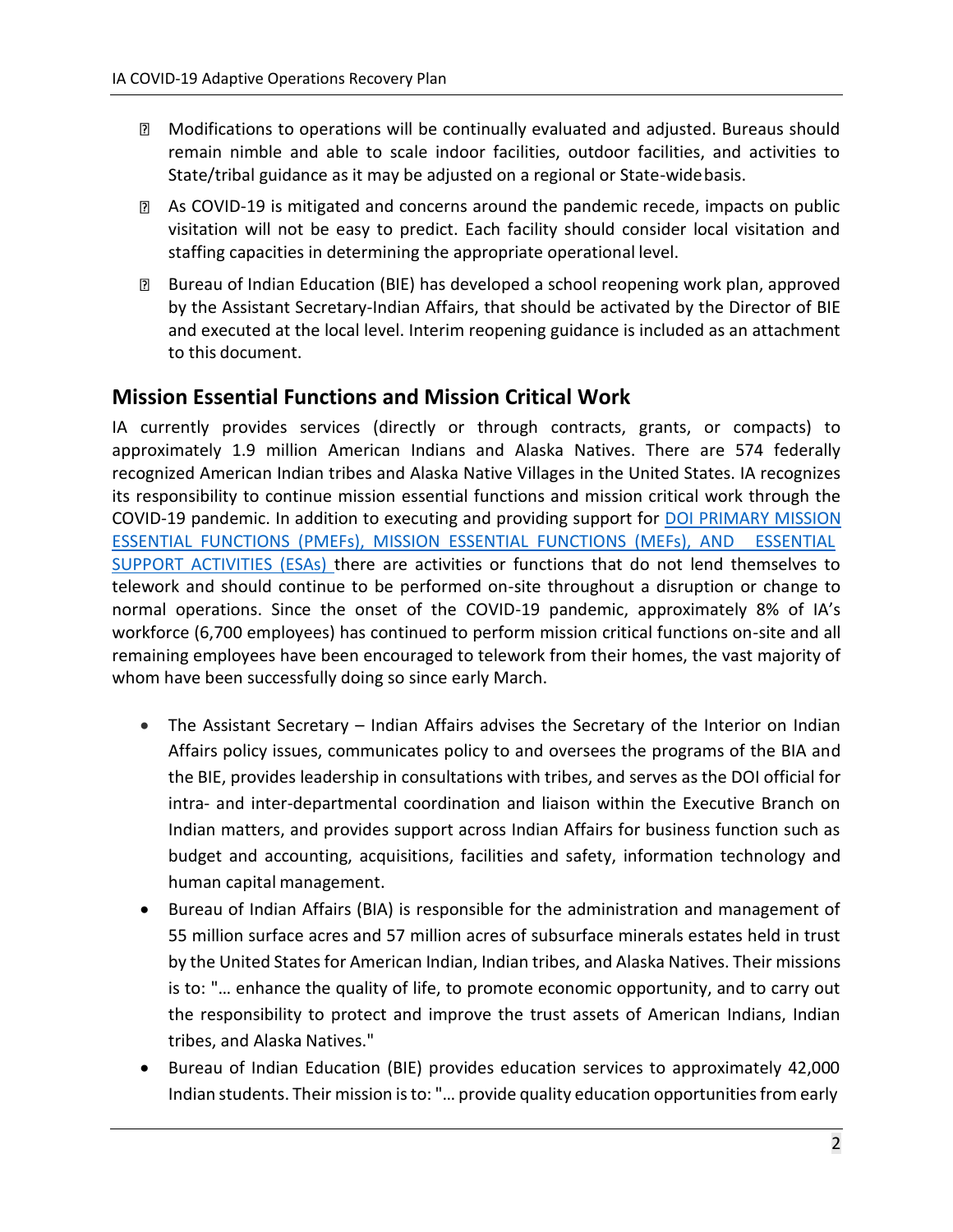- Modifications to operations will be continually evaluated and adjusted. Bureaus should remain nimble and able to scale indoor facilities, outdoor facilities, and activities to State/tribal guidance as it may be adjusted on a regional or State-wide basis.
- As COVID-19 is mitigated and concerns around the pandemic recede, impacts on public visitation will not be easy to predict. Each facility should consider local visitation and staffing capacities in determining the appropriate operational level.
- Bureau of Indian Education (BIE) has developed a school reopening work plan, approved by the Assistant Secretary-Indian Affairs, that should be activated by the Director of BIE and executed at the local level. Interim reopening guidance is included as an attachment to this document.

## Mission Essential Functions and Mission Critical Work

IA currently provides services (directly or through contracts, grants, or compacts) to approximately 1.9 million American Indians and Alaska Natives. There are 574 federally recognized American Indian tribes and Alaska Native Villages in the United States. IA recognizes its responsibility to continue mission essential functions and mission critical work through the COVID-19 pandemic. In addition to executing and providing support for DOI PRIMARY MISSION ESSENTIAL FUNCTIONS (PMEFs), MISSION ESSENTIAL FUNCTIONS (MEFs), AND ESSENTIAL SUPPORT ACTIVITIES (ESAs) there are activities or functions that do not lend themselves to telework and should continue to be performed on-site throughout a disruption or change to normal operations. Since the onset of the COVID-19 pandemic, approximately 8% of IA's workforce (6,700 employees) has continued to perform mission critical functions on-site and all remaining employees have been encouraged to telework from their homes, the vast majority of whom have been successfully doing so since early March.

- The Assistant Secretary – Indian Affairs advises the Secretary of the Interior on Indian Affairs policy issues, communicates policy to and oversees the programs of the BIA and the BIE, provides leadership in consultations with tribes, and serves as the DOI official for intra- and inter-departmental coordination and liaison within the Executive Branch on Indian matters, and provides support across Indian Affairs for business function such as budget and accounting, acquisitions, facilities and safety, information technology and human capital management.
- Bureau of Indian Affairs (BIA) is responsible for the administration and management of 55 million surface acres and 57 million acres of subsurface minerals estates held in trust by the United States for American Indian, Indian tribes, and Alaska Natives. Their missions is to: "… enhance the quality of life, to promote economic opportunity, and to carry out the responsibility to protect and improve the trust assets of American Indians, Indian tribes, and Alaska Natives."
- Bureau of Indian Education (BIE) provides education services to approximately 42,000 Indian students. Their mission is to: "… provide quality education opportunities from early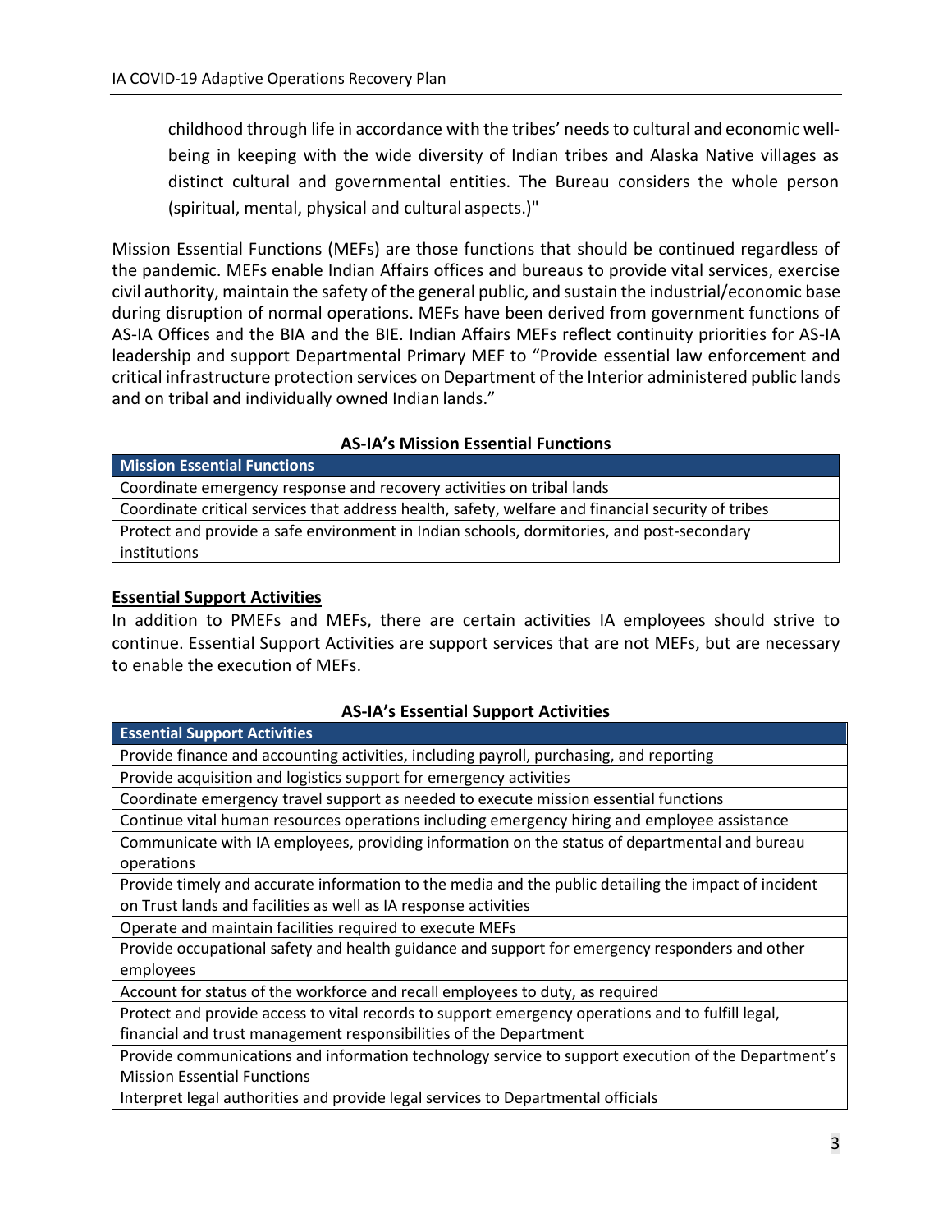childhood through life in accordance with the tribes' needs to cultural and economic well-being in keeping with the wide diversity of Indian tribes and Alaska Native villages as distinct cultural and governmental entities. The Bureau considers the whole person (spiritual, mental, physical and cultural aspects.)"

Mission Essential Functions (MEFs) are those functions that should be continued regardless of the pandemic. MEFs enable Indian Affairs offices and bureaus to provide vital services, exercise civil authority, maintain the safety of the general public, and sustain the industrial/economic base during disruption of normal operations. MEFs have been derived from government functions of AS-IA Offices and the BIA and the BIE. Indian Affairs MEFs reflect continuity priorities for AS-IA leadership and support Departmental Primary MEF to "Provide essential law enforcement and critical infrastructure protection services on Department of the Interior administered public lands and on tribal and individually owned Indian lands."

**AS-IA's Mission Essential Functions**

| Mission Essential Functions |
| --- |
| Coordinate emergency response and recovery activities on tribal lands |
| Coordinate critical services that address health, safety, welfare and financial security of tribes |
| Protect and provide a safe environment in Indian schools, dormitories, and post-secondary institutions |

**Essential Support Activities**

In addition to PMEFs and MEFs, there are certain activities IA employees should strive to continue. Essential Support Activities are support services that are not MEFs, but are necessary to enable the execution of MEFs.

**AS-IA's Essential Support Activities**

| Essential Support Activities |
| --- |
| Provide finance and accounting activities, including payroll, purchasing, and reporting |
| Provide acquisition and logistics support for emergency activities |
| Coordinate emergency travel support as needed to execute mission essential functions |
| Continue vital human resources operations including emergency hiring and employee assistance |
| Communicate with IA employees, providing information on the status of departmental and bureau operations |
| Provide timely and accurate information to the media and the public detailing the impact of incident on Trust lands and facilities as well as IA response activities |
| Operate and maintain facilities required to execute MEFs |
| Provide occupational safety and health guidance and support for emergency responders and other employees |
| Account for status of the workforce and recall employees to duty, as required |
| Protect and provide access to vital records to support emergency operations and to fulfill legal, financial and trust management responsibilities of the Department |
| Provide communications and information technology service to support execution of the Department's Mission Essential Functions |
| Interpret legal authorities and provide legal services to Departmental officials |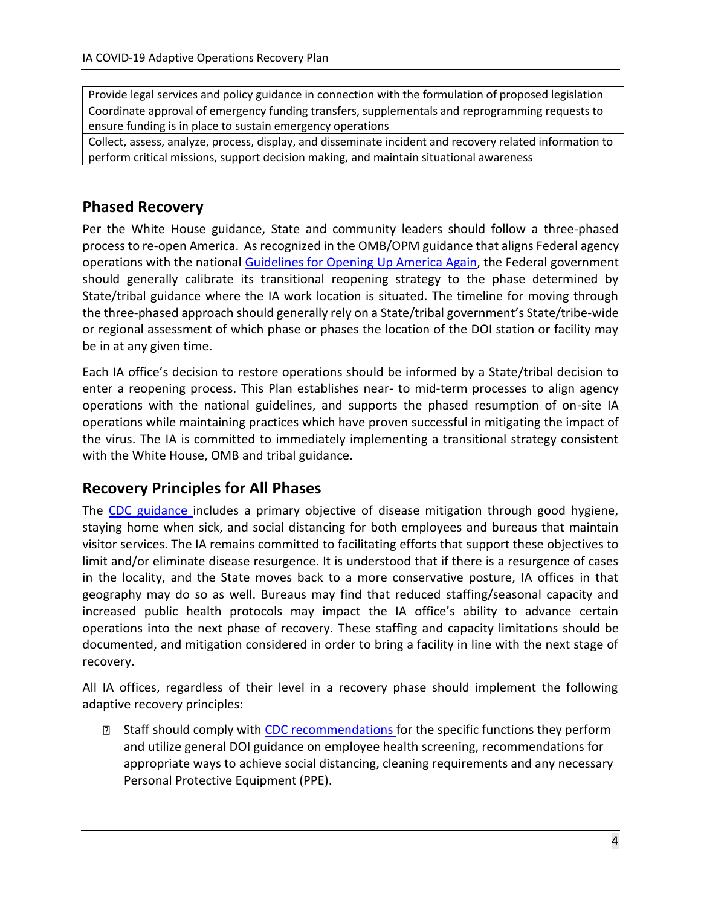| Provide legal services and policy guidance in connection with the formulation of proposed legislation |
| --- |
| Coordinate approval of emergency funding transfers, supplementals and reprogramming requests to ensure funding is in place to sustain emergency operations |
| Collect, assess, analyze, process, display, and disseminate incident and recovery related information to perform critical missions, support decision making, and maintain situational awareness |

## Phased Recovery

Per the White House guidance, State and community leaders should follow a three-phased process to re-open America. As recognized in the OMB/OPM guidance that aligns Federal agency operations with the national Guidelines for Opening Up America Again, the Federal government should generally calibrate its transitional reopening strategy to the phase determined by State/tribal guidance where the IA work location is situated. The timeline for moving through the three-phased approach should generally rely on a State/tribal government's State/tribe-wide or regional assessment of which phase or phases the location of the DOI station or facility may be in at any given time.

Each IA office's decision to restore operations should be informed by a State/tribal decision to enter a reopening process. This Plan establishes near- to mid-term processes to align agency operations with the national guidelines, and supports the phased resumption of on-site IA operations while maintaining practices which have proven successful in mitigating the impact of the virus. The IA is committed to immediately implementing a transitional strategy consistent with the White House, OMB and tribal guidance.

## Recovery Principles for All Phases

The CDC guidance includes a primary objective of disease mitigation through good hygiene, staying home when sick, and social distancing for both employees and bureaus that maintain visitor services. The IA remains committed to facilitating efforts that support these objectives to limit and/or eliminate disease resurgence. It is understood that if there is a resurgence of cases in the locality, and the State moves back to a more conservative posture, IA offices in that geography may do so as well. Bureaus may find that reduced staffing/seasonal capacity and increased public health protocols may impact the IA office's ability to advance certain operations into the next phase of recovery. These staffing and capacity limitations should be documented, and mitigation considered in order to bring a facility in line with the next stage of recovery.

All IA offices, regardless of their level in a recovery phase should implement the following adaptive recovery principles:

- Staff should comply with CDC recommendations for the specific functions they perform and utilize general DOI guidance on employee health screening, recommendations for appropriate ways to achieve social distancing, cleaning requirements and any necessary Personal Protective Equipment (PPE).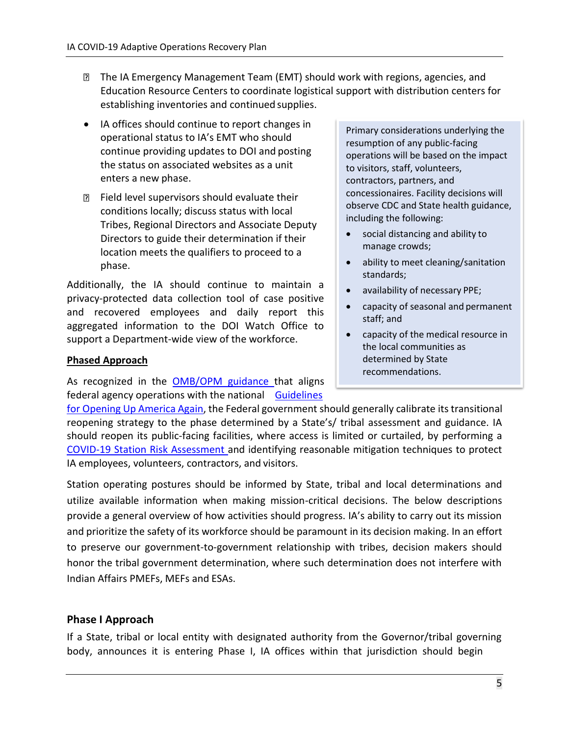- The IA Emergency Management Team (EMT) should work with regions, agencies, and Education Resource Centers to coordinate logistical support with distribution centers for establishing inventories and continued supplies.
- IA offices should continue to report changes in operational status to IA's EMT who should continue providing updates to DOI and posting the status on associated websites as a unit enters a new phase.
- Field level supervisors should evaluate their conditions locally; discuss status with local Tribes, Regional Directors and Associate Deputy Directors to guide their determination if their location meets the qualifiers to proceed to a phase.

Additionally, the IA should continue to maintain a privacy-protected data collection tool of case positive and recovered employees and daily report this aggregated information to the DOI Watch Office to support a Department-wide view of the workforce.

> Primary considerations underlying the resumption of any public-facing operations will be based on the impact to visitors, staff, volunteers, contractors, partners, and concessionaires. Facility decisions will observe CDC and State health guidance, including the following:
>
> - social distancing and ability to manage crowds;
> - ability to meet cleaning/sanitation standards;
> - availability of necessary PPE;
> - capacity of seasonal and permanent staff; and
> - capacity of the medical resource in the local communities as determined by State recommendations.

**Phased Approach**

As recognized in the OMB/OPM guidance that aligns federal agency operations with the national Guidelines for Opening Up America Again, the Federal government should generally calibrate its transitional reopening strategy to the phase determined by a State's/ tribal assessment and guidance. IA should reopen its public-facing facilities, where access is limited or curtailed, by performing a COVID-19 Station Risk Assessment and identifying reasonable mitigation techniques to protect IA employees, volunteers, contractors, and visitors.

Station operating postures should be informed by State, tribal and local determinations and utilize available information when making mission-critical decisions. The below descriptions provide a general overview of how activities should progress. IA's ability to carry out its mission and prioritize the safety of its workforce should be paramount in its decision making. In an effort to preserve our government-to-government relationship with tribes, decision makers should honor the tribal government determination, where such determination does not interfere with Indian Affairs PMEFs, MEFs and ESAs.

### Phase I Approach

If a State, tribal or local entity with designated authority from the Governor/tribal governing body, announces it is entering Phase I, IA offices within that jurisdiction should begin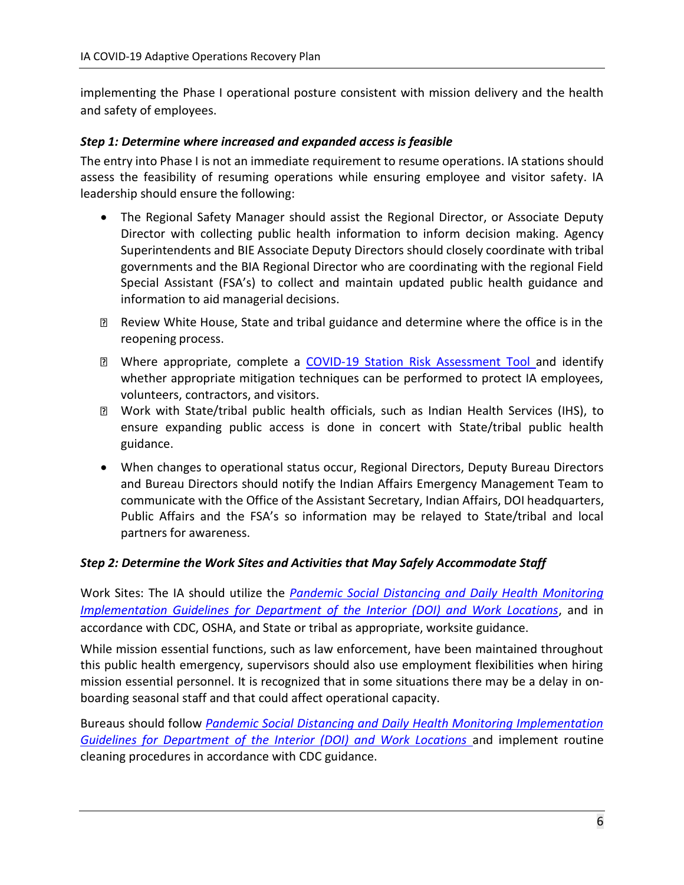implementing the Phase I operational posture consistent with mission delivery and the health and safety of employees.

### *Step 1: Determine where increased and expanded access is feasible*

The entry into Phase I is not an immediate requirement to resume operations. IA stations should assess the feasibility of resuming operations while ensuring employee and visitor safety. IA leadership should ensure the following:

- The Regional Safety Manager should assist the Regional Director, or Associate Deputy Director with collecting public health information to inform decision making. Agency Superintendents and BIE Associate Deputy Directors should closely coordinate with tribal governments and the BIA Regional Director who are coordinating with the regional Field Special Assistant (FSA's) to collect and maintain updated public health guidance and information to aid managerial decisions.
- Review White House, State and tribal guidance and determine where the office is in the reopening process.
- Where appropriate, complete a COVID-19 Station Risk Assessment Tool and identify whether appropriate mitigation techniques can be performed to protect IA employees, volunteers, contractors, and visitors.
- Work with State/tribal public health officials, such as Indian Health Services (IHS), to ensure expanding public access is done in concert with State/tribal public health guidance.
- When changes to operational status occur, Regional Directors, Deputy Bureau Directors and Bureau Directors should notify the Indian Affairs Emergency Management Team to communicate with the Office of the Assistant Secretary, Indian Affairs, DOI headquarters, Public Affairs and the FSA's so information may be relayed to State/tribal and local partners for awareness.

### *Step 2: Determine the Work Sites and Activities that May Safely Accommodate Staff*

Work Sites: The IA should utilize the *Pandemic Social Distancing and Daily Health Monitoring Implementation Guidelines for Department of the Interior (DOI) and Work Locations*, and in accordance with CDC, OSHA, and State or tribal as appropriate, worksite guidance.

While mission essential functions, such as law enforcement, have been maintained throughout this public health emergency, supervisors should also use employment flexibilities when hiring mission essential personnel. It is recognized that in some situations there may be a delay in on-boarding seasonal staff and that could affect operational capacity.

Bureaus should follow *Pandemic Social Distancing and Daily Health Monitoring Implementation Guidelines for Department of the Interior (DOI) and Work Locations* and implement routine cleaning procedures in accordance with CDC guidance.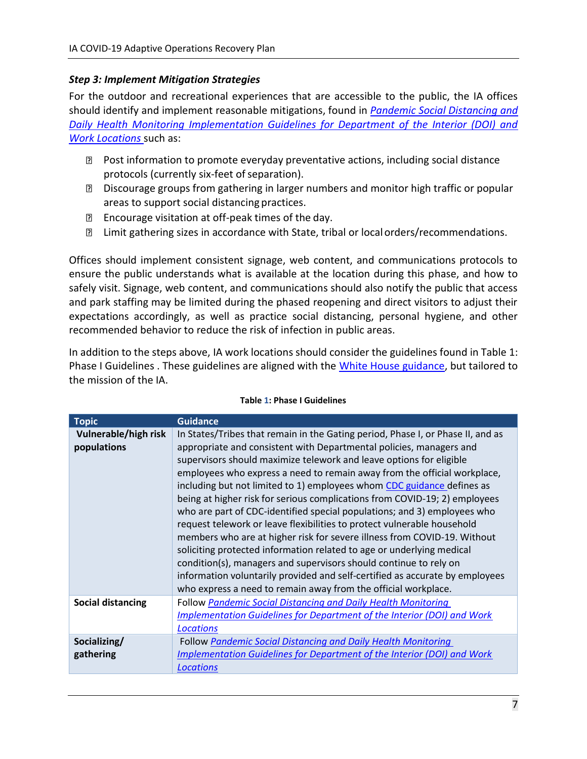### *Step 3: Implement Mitigation Strategies*

For the outdoor and recreational experiences that are accessible to the public, the IA offices should identify and implement reasonable mitigations, found in *Pandemic Social Distancing and Daily Health Monitoring Implementation Guidelines for Department of the Interior (DOI) and Work Locations* such as:

- Post information to promote everyday preventative actions, including social distance protocols (currently six-feet of separation).
- Discourage groups from gathering in larger numbers and monitor high traffic or popular areas to support social distancing practices.
- Encourage visitation at off-peak times of the day.
- Limit gathering sizes in accordance with State, tribal or local orders/recommendations.

Offices should implement consistent signage, web content, and communications protocols to ensure the public understands what is available at the location during this phase, and how to safely visit. Signage, web content, and communications should also notify the public that access and park staffing may be limited during the phased reopening and direct visitors to adjust their expectations accordingly, as well as practice social distancing, personal hygiene, and other recommended behavior to reduce the risk of infection in public areas.

In addition to the steps above, IA work locations should consider the guidelines found in Table 1: Phase I Guidelines . These guidelines are aligned with the White House guidance, but tailored to the mission of the IA.

**Table 1: Phase I Guidelines**

| Topic | Guidance |
|---|---|
| **Vulnerable/high risk populations** | In States/Tribes that remain in the Gating period, Phase I, or Phase II, and as appropriate and consistent with Departmental policies, managers and supervisors should maximize telework and leave options for eligible employees who express a need to remain away from the official workplace, including but not limited to 1) employees whom CDC guidance defines as being at higher risk for serious complications from COVID-19; 2) employees who are part of CDC-identified special populations; and 3) employees who request telework or leave flexibilities to protect vulnerable household members who are at higher risk for severe illness from COVID-19. Without soliciting protected information related to age or underlying medical condition(s), managers and supervisors should continue to rely on information voluntarily provided and self-certified as accurate by employees who express a need to remain away from the official workplace. |
| **Social distancing** | Follow *Pandemic Social Distancing and Daily Health Monitoring Implementation Guidelines for Department of the Interior (DOI) and Work Locations* |
| **Socializing/ gathering** | Follow *Pandemic Social Distancing and Daily Health Monitoring Implementation Guidelines for Department of the Interior (DOI) and Work Locations* |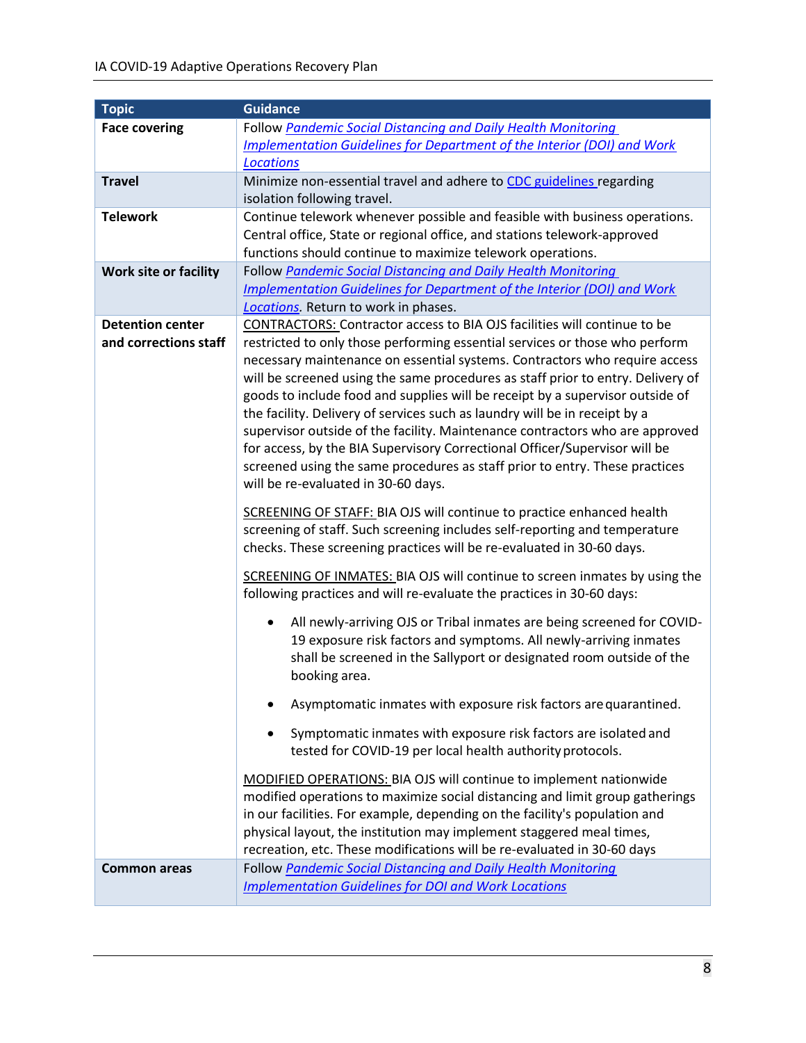| Topic | Guidance |
|---|---|
| **Face covering** | Follow *Pandemic Social Distancing and Daily Health Monitoring Implementation Guidelines for Department of the Interior (DOI) and Work Locations* |
| **Travel** | Minimize non-essential travel and adhere to CDC guidelines regarding isolation following travel. |
| **Telework** | Continue telework whenever possible and feasible with business operations. Central office, State or regional office, and stations telework-approved functions should continue to maximize telework operations. |
| **Work site or facility** | Follow *Pandemic Social Distancing and Daily Health Monitoring Implementation Guidelines for Department of the Interior (DOI) and Work Locations*. Return to work in phases. |
| **Detention center and corrections staff** | CONTRACTORS: Contractor access to BIA OJS facilities will continue to be restricted to only those performing essential services or those who perform necessary maintenance on essential systems. Contractors who require access will be screened using the same procedures as staff prior to entry. Delivery of goods to include food and supplies will be receipt by a supervisor outside of the facility. Delivery of services such as laundry will be in receipt by a supervisor outside of the facility. Maintenance contractors who are approved for access, by the BIA Supervisory Correctional Officer/Supervisor will be screened using the same procedures as staff prior to entry. These practices will be re-evaluated in 30-60 days.<br><br>SCREENING OF STAFF: BIA OJS will continue to practice enhanced health screening of staff. Such screening includes self-reporting and temperature checks. These screening practices will be re-evaluated in 30-60 days.<br><br>SCREENING OF INMATES: BIA OJS will continue to screen inmates by using the following practices and will re-evaluate the practices in 30-60 days:<br><br>• All newly-arriving OJS or Tribal inmates are being screened for COVID-19 exposure risk factors and symptoms. All newly-arriving inmates shall be screened in the Sallyport or designated room outside of the booking area.<br><br>• Asymptomatic inmates with exposure risk factors are quarantined.<br><br>• Symptomatic inmates with exposure risk factors are isolated and tested for COVID-19 per local health authority protocols.<br><br>MODIFIED OPERATIONS: BIA OJS will continue to implement nationwide modified operations to maximize social distancing and limit group gatherings in our facilities. For example, depending on the facility's population and physical layout, the institution may implement staggered meal times, recreation, etc. These modifications will be re-evaluated in 30-60 days |
| **Common areas** | Follow *Pandemic Social Distancing and Daily Health Monitoring Implementation Guidelines for DOI and Work Locations* |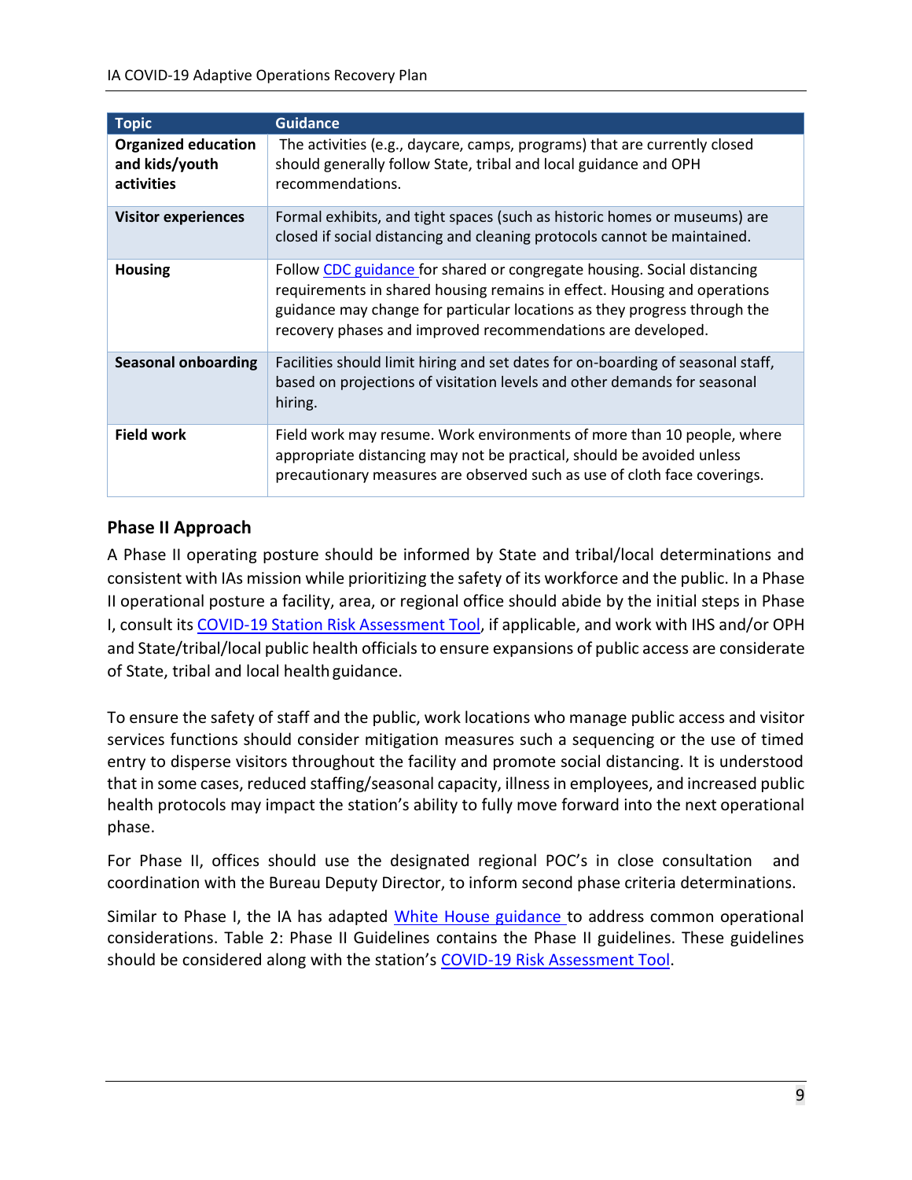| Topic | Guidance |
|---|---|
| **Organized education and kids/youth activities** | The activities (e.g., daycare, camps, programs) that are currently closed should generally follow State, tribal and local guidance and OPH recommendations. |
| **Visitor experiences** | Formal exhibits, and tight spaces (such as historic homes or museums) are closed if social distancing and cleaning protocols cannot be maintained. |
| **Housing** | Follow [CDC guidance](#) for shared or congregate housing. Social distancing requirements in shared housing remains in effect. Housing and operations guidance may change for particular locations as they progress through the recovery phases and improved recommendations are developed. |
| **Seasonal onboarding** | Facilities should limit hiring and set dates for on-boarding of seasonal staff, based on projections of visitation levels and other demands for seasonal hiring. |
| **Field work** | Field work may resume. Work environments of more than 10 people, where appropriate distancing may not be practical, should be avoided unless precautionary measures are observed such as use of cloth face coverings. |

### Phase II Approach

A Phase II operating posture should be informed by State and tribal/local determinations and consistent with IAs mission while prioritizing the safety of its workforce and the public. In a Phase II operational posture a facility, area, or regional office should abide by the initial steps in Phase I, consult its [COVID-19 Station Risk Assessment Tool](#), if applicable, and work with IHS and/or OPH and State/tribal/local public health officials to ensure expansions of public access are considerate of State, tribal and local health guidance.

To ensure the safety of staff and the public, work locations who manage public access and visitor services functions should consider mitigation measures such a sequencing or the use of timed entry to disperse visitors throughout the facility and promote social distancing. It is understood that in some cases, reduced staffing/seasonal capacity, illness in employees, and increased public health protocols may impact the station's ability to fully move forward into the next operational phase.

For Phase II, offices should use the designated regional POC's in close consultation and coordination with the Bureau Deputy Director, to inform second phase criteria determinations.

Similar to Phase I, the IA has adapted [White House guidance](#) to address common operational considerations. Table 2: Phase II Guidelines contains the Phase II guidelines. These guidelines should be considered along with the station's [COVID-19 Risk Assessment Tool](#).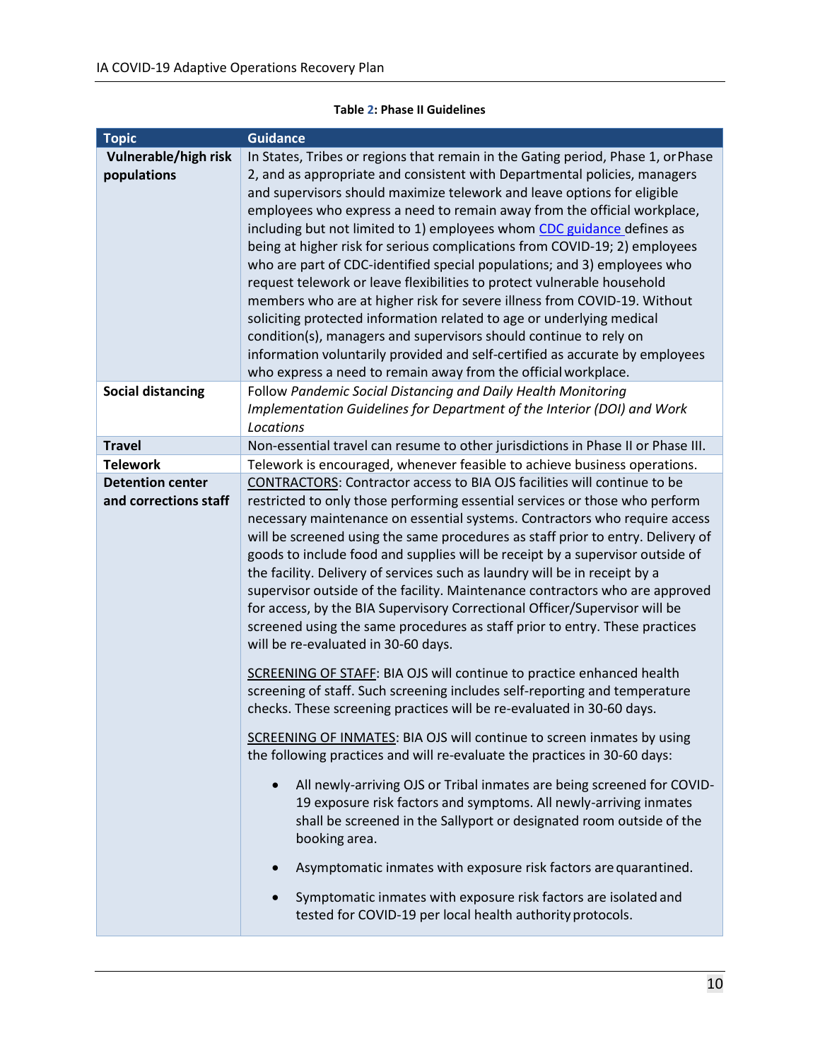**Table 2: Phase II Guidelines**

| Topic | Guidance |
|---|---|
| **Vulnerable/high risk populations** | In States, Tribes or regions that remain in the Gating period, Phase 1, or Phase 2, and as appropriate and consistent with Departmental policies, managers and supervisors should maximize telework and leave options for eligible employees who express a need to remain away from the official workplace, including but not limited to 1) employees whom CDC guidance defines as being at higher risk for serious complications from COVID-19; 2) employees who are part of CDC-identified special populations; and 3) employees who request telework or leave flexibilities to protect vulnerable household members who are at higher risk for severe illness from COVID-19. Without soliciting protected information related to age or underlying medical condition(s), managers and supervisors should continue to rely on information voluntarily provided and self-certified as accurate by employees who express a need to remain away from the official workplace. |
| **Social distancing** | Follow *Pandemic Social Distancing and Daily Health Monitoring Implementation Guidelines for Department of the Interior (DOI) and Work Locations* |
| **Travel** | Non-essential travel can resume to other jurisdictions in Phase II or Phase III. |
| **Telework** | Telework is encouraged, whenever feasible to achieve business operations. |
| **Detention center and corrections staff** | CONTRACTORS: Contractor access to BIA OJS facilities will continue to be restricted to only those performing essential services or those who perform necessary maintenance on essential systems. Contractors who require access will be screened using the same procedures as staff prior to entry. Delivery of goods to include food and supplies will be receipt by a supervisor outside of the facility. Delivery of services such as laundry will be in receipt by a supervisor outside of the facility. Maintenance contractors who are approved for access, by the BIA Supervisory Correctional Officer/Supervisor will be screened using the same procedures as staff prior to entry. These practices will be re-evaluated in 30-60 days.<br><br>SCREENING OF STAFF: BIA OJS will continue to practice enhanced health screening of staff. Such screening includes self-reporting and temperature checks. These screening practices will be re-evaluated in 30-60 days.<br><br>SCREENING OF INMATES: BIA OJS will continue to screen inmates by using the following practices and will re-evaluate the practices in 30-60 days:<br><br>• All newly-arriving OJS or Tribal inmates are being screened for COVID-19 exposure risk factors and symptoms. All newly-arriving inmates shall be screened in the Sallyport or designated room outside of the booking area.<br><br>• Asymptomatic inmates with exposure risk factors are quarantined.<br><br>• Symptomatic inmates with exposure risk factors are isolated and tested for COVID-19 per local health authority protocols. |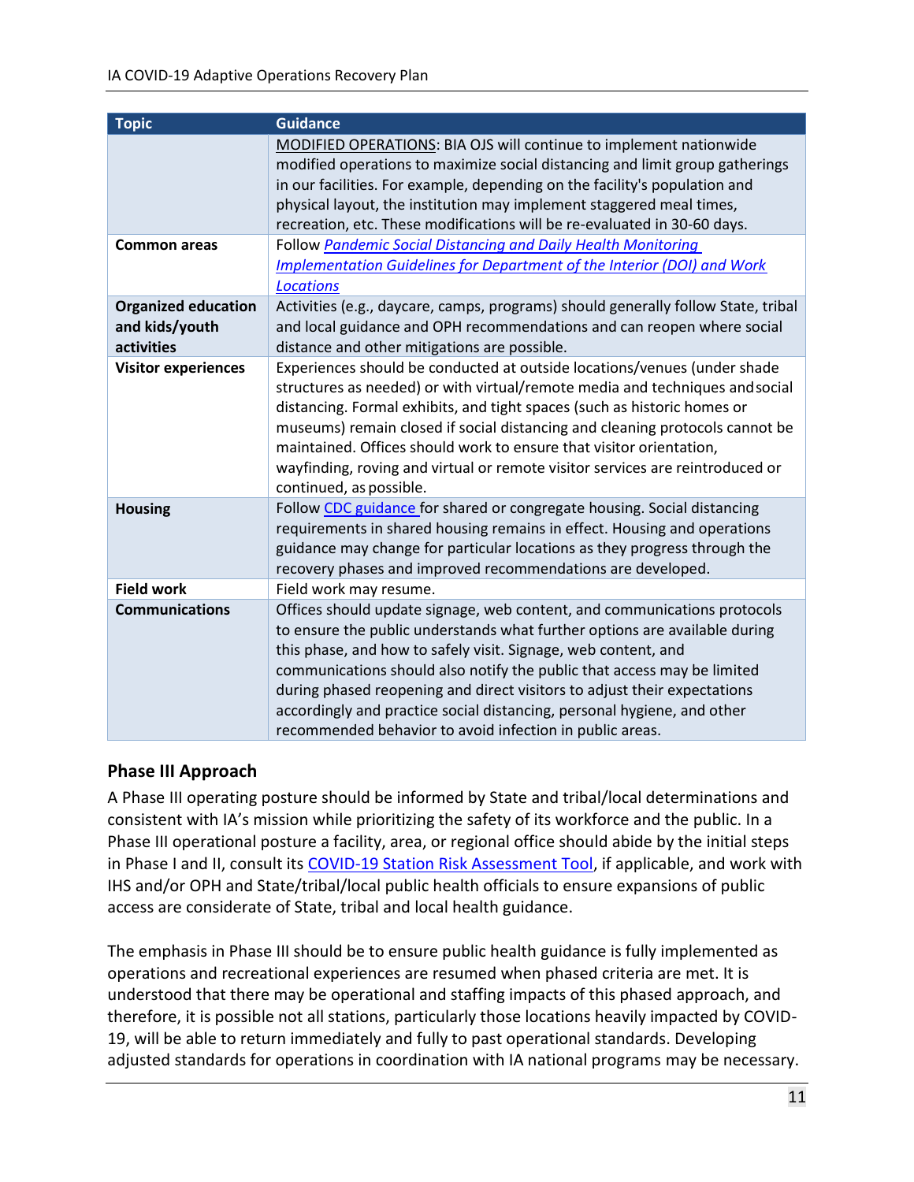| Topic | Guidance |
|---|---|
| | MODIFIED OPERATIONS: BIA OJS will continue to implement nationwide modified operations to maximize social distancing and limit group gatherings in our facilities. For example, depending on the facility's population and physical layout, the institution may implement staggered meal times, recreation, etc. These modifications will be re-evaluated in 30-60 days. |
| **Common areas** | Follow *Pandemic Social Distancing and Daily Health Monitoring Implementation Guidelines for Department of the Interior (DOI) and Work Locations* |
| **Organized education and kids/youth activities** | Activities (e.g., daycare, camps, programs) should generally follow State, tribal and local guidance and OPH recommendations and can reopen where social distance and other mitigations are possible. |
| **Visitor experiences** | Experiences should be conducted at outside locations/venues (under shade structures as needed) or with virtual/remote media and techniques and social distancing. Formal exhibits, and tight spaces (such as historic homes or museums) remain closed if social distancing and cleaning protocols cannot be maintained. Offices should work to ensure that visitor orientation, wayfinding, roving and virtual or remote visitor services are reintroduced or continued, as possible. |
| **Housing** | Follow CDC guidance for shared or congregate housing. Social distancing requirements in shared housing remains in effect. Housing and operations guidance may change for particular locations as they progress through the recovery phases and improved recommendations are developed. |
| **Field work** | Field work may resume. |
| **Communications** | Offices should update signage, web content, and communications protocols to ensure the public understands what further options are available during this phase, and how to safely visit. Signage, web content, and communications should also notify the public that access may be limited during phased reopening and direct visitors to adjust their expectations accordingly and practice social distancing, personal hygiene, and other recommended behavior to avoid infection in public areas. |

### Phase III Approach

A Phase III operating posture should be informed by State and tribal/local determinations and consistent with IA's mission while prioritizing the safety of its workforce and the public. In a Phase III operational posture a facility, area, or regional office should abide by the initial steps in Phase I and II, consult its COVID-19 Station Risk Assessment Tool, if applicable, and work with IHS and/or OPH and State/tribal/local public health officials to ensure expansions of public access are considerate of State, tribal and local health guidance.

The emphasis in Phase III should be to ensure public health guidance is fully implemented as operations and recreational experiences are resumed when phased criteria are met. It is understood that there may be operational and staffing impacts of this phased approach, and therefore, it is possible not all stations, particularly those locations heavily impacted by COVID-19, will be able to return immediately and fully to past operational standards. Developing adjusted standards for operations in coordination with IA national programs may be necessary.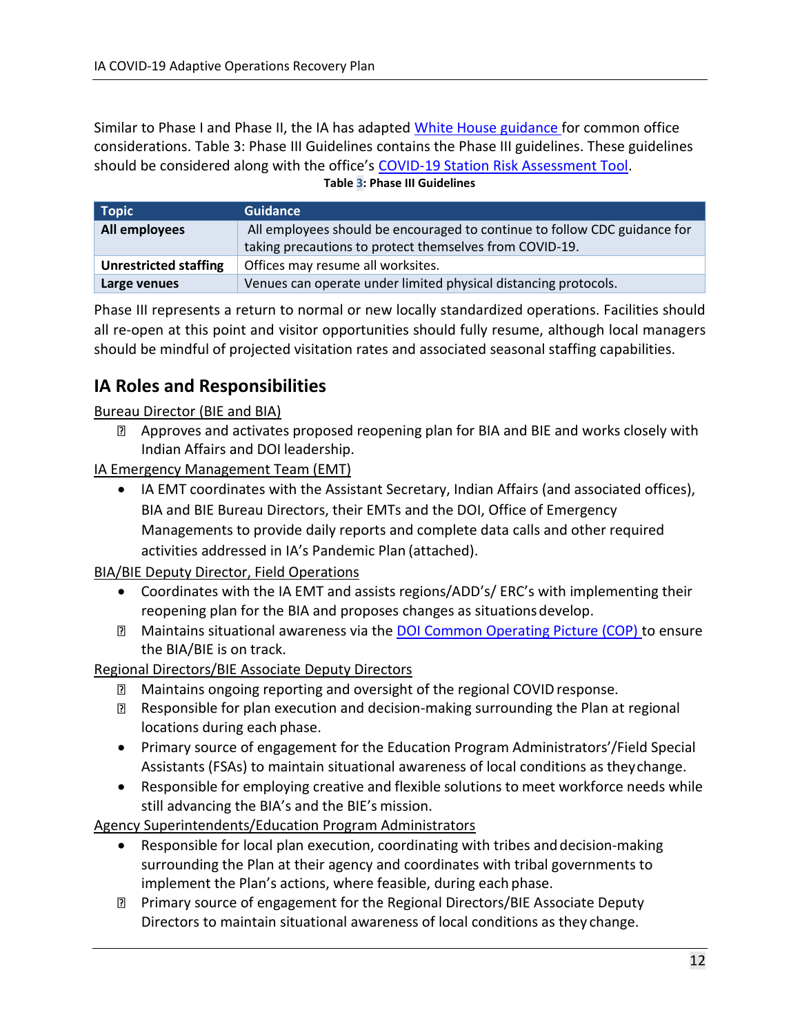Similar to Phase I and Phase II, the IA has adapted White House guidance for common office considerations. Table 3: Phase III Guidelines contains the Phase III guidelines. These guidelines should be considered along with the office's COVID-19 Station Risk Assessment Tool.

**Table 3: Phase III Guidelines**

| Topic | Guidance |
|---|---|
| **All employees** | All employees should be encouraged to continue to follow CDC guidance for taking precautions to protect themselves from COVID-19. |
| **Unrestricted staffing** | Offices may resume all worksites. |
| **Large venues** | Venues can operate under limited physical distancing protocols. |

Phase III represents a return to normal or new locally standardized operations. Facilities should all re-open at this point and visitor opportunities should fully resume, although local managers should be mindful of projected visitation rates and associated seasonal staffing capabilities.

## IA Roles and Responsibilities

Bureau Director (BIE and BIA)

- Approves and activates proposed reopening plan for BIA and BIE and works closely with Indian Affairs and DOI leadership.

IA Emergency Management Team (EMT)

- IA EMT coordinates with the Assistant Secretary, Indian Affairs (and associated offices), BIA and BIE Bureau Directors, their EMTs and the DOI, Office of Emergency Managements to provide daily reports and complete data calls and other required activities addressed in IA's Pandemic Plan (attached).

BIA/BIE Deputy Director, Field Operations

- Coordinates with the IA EMT and assists regions/ADD's/ ERC's with implementing their reopening plan for the BIA and proposes changes as situations develop.
- Maintains situational awareness via the DOI Common Operating Picture (COP) to ensure the BIA/BIE is on track.

Regional Directors/BIE Associate Deputy Directors

- Maintains ongoing reporting and oversight of the regional COVID response.
- Responsible for plan execution and decision-making surrounding the Plan at regional locations during each phase.
- Primary source of engagement for the Education Program Administrators'/Field Special Assistants (FSAs) to maintain situational awareness of local conditions as they change.
- Responsible for employing creative and flexible solutions to meet workforce needs while still advancing the BIA's and the BIE's mission.

Agency Superintendents/Education Program Administrators

- Responsible for local plan execution, coordinating with tribes and decision-making surrounding the Plan at their agency and coordinates with tribal governments to implement the Plan's actions, where feasible, during each phase.
- Primary source of engagement for the Regional Directors/BIE Associate Deputy Directors to maintain situational awareness of local conditions as they change.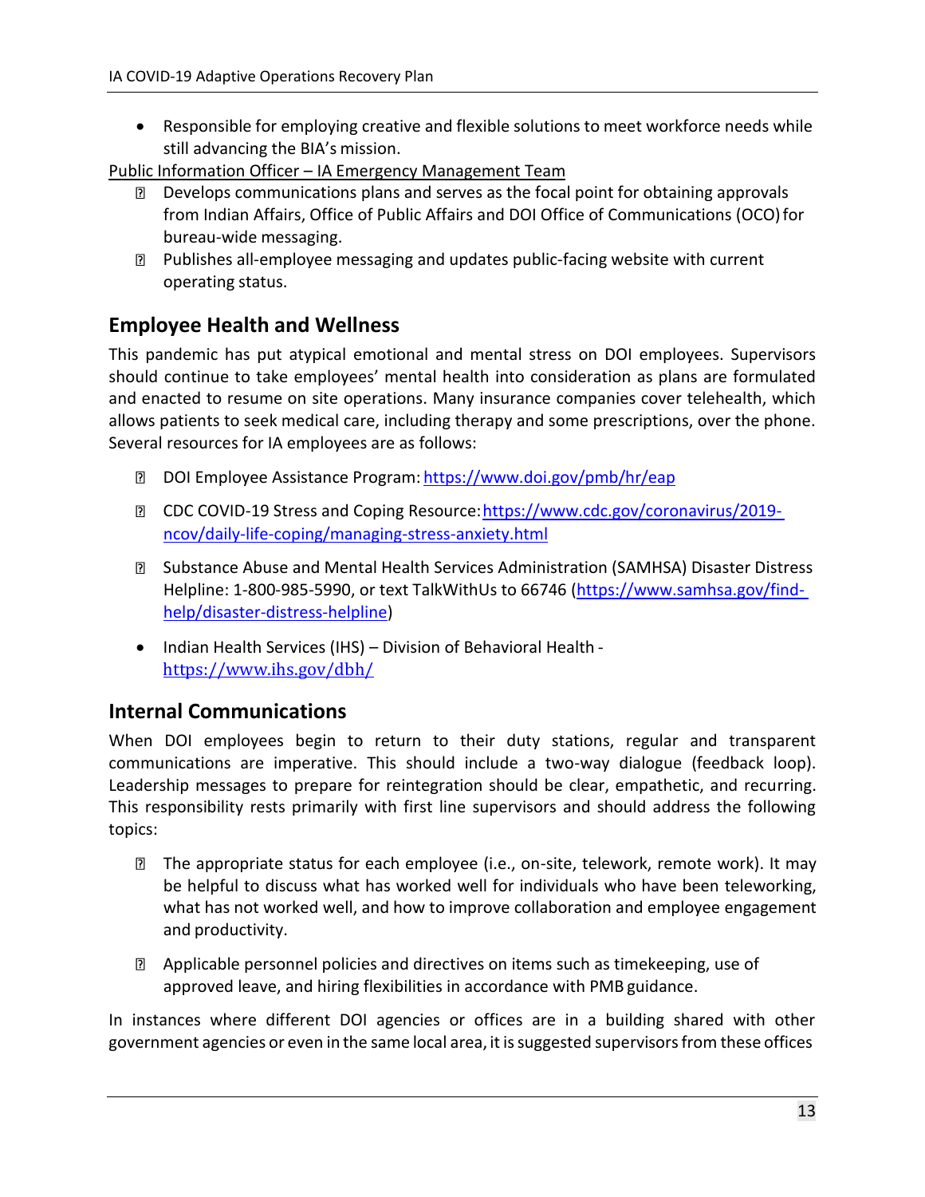- Responsible for employing creative and flexible solutions to meet workforce needs while still advancing the BIA's mission.

Public Information Officer – IA Emergency Management Team

- Develops communications plans and serves as the focal point for obtaining approvals from Indian Affairs, Office of Public Affairs and DOI Office of Communications (OCO) for bureau-wide messaging.
- Publishes all-employee messaging and updates public-facing website with current operating status.

## Employee Health and Wellness

This pandemic has put atypical emotional and mental stress on DOI employees. Supervisors should continue to take employees' mental health into consideration as plans are formulated and enacted to resume on site operations. Many insurance companies cover telehealth, which allows patients to seek medical care, including therapy and some prescriptions, over the phone. Several resources for IA employees are as follows:

- DOI Employee Assistance Program: https://www.doi.gov/pmb/hr/eap
- CDC COVID-19 Stress and Coping Resource: https://www.cdc.gov/coronavirus/2019-ncov/daily-life-coping/managing-stress-anxiety.html
- Substance Abuse and Mental Health Services Administration (SAMHSA) Disaster Distress Helpline: 1-800-985-5990, or text TalkWithUs to 66746 (https://www.samhsa.gov/find-help/disaster-distress-helpline)
- Indian Health Services (IHS) – Division of Behavioral Health - https://www.ihs.gov/dbh/

## Internal Communications

When DOI employees begin to return to their duty stations, regular and transparent communications are imperative. This should include a two-way dialogue (feedback loop). Leadership messages to prepare for reintegration should be clear, empathetic, and recurring. This responsibility rests primarily with first line supervisors and should address the following topics:

- The appropriate status for each employee (i.e., on-site, telework, remote work). It may be helpful to discuss what has worked well for individuals who have been teleworking, what has not worked well, and how to improve collaboration and employee engagement and productivity.
- Applicable personnel policies and directives on items such as timekeeping, use of approved leave, and hiring flexibilities in accordance with PMB guidance.

In instances where different DOI agencies or offices are in a building shared with other government agencies or even in the same local area, it is suggested supervisors from these offices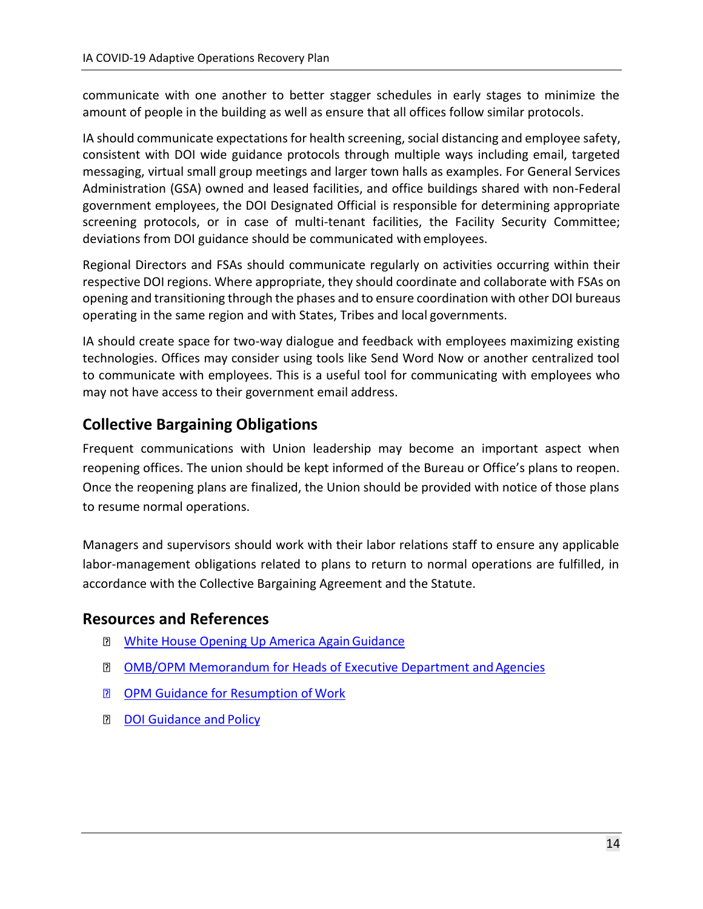communicate with one another to better stagger schedules in early stages to minimize the amount of people in the building as well as ensure that all offices follow similar protocols.

IA should communicate expectations for health screening, social distancing and employee safety, consistent with DOI wide guidance protocols through multiple ways including email, targeted messaging, virtual small group meetings and larger town halls as examples. For General Services Administration (GSA) owned and leased facilities, and office buildings shared with non-Federal government employees, the DOI Designated Official is responsible for determining appropriate screening protocols, or in case of multi-tenant facilities, the Facility Security Committee; deviations from DOI guidance should be communicated with employees.

Regional Directors and FSAs should communicate regularly on activities occurring within their respective DOI regions. Where appropriate, they should coordinate and collaborate with FSAs on opening and transitioning through the phases and to ensure coordination with other DOI bureaus operating in the same region and with States, Tribes and local governments.

IA should create space for two-way dialogue and feedback with employees maximizing existing technologies. Offices may consider using tools like Send Word Now or another centralized tool to communicate with employees. This is a useful tool for communicating with employees who may not have access to their government email address.

## Collective Bargaining Obligations

Frequent communications with Union leadership may become an important aspect when reopening offices. The union should be kept informed of the Bureau or Office's plans to reopen. Once the reopening plans are finalized, the Union should be provided with notice of those plans to resume normal operations.

Managers and supervisors should work with their labor relations staff to ensure any applicable labor-management obligations related to plans to return to normal operations are fulfilled, in accordance with the Collective Bargaining Agreement and the Statute.

## Resources and References

- White House Opening Up America Again Guidance
- OMB/OPM Memorandum for Heads of Executive Department and Agencies
- OPM Guidance for Resumption of Work
- DOI Guidance and Policy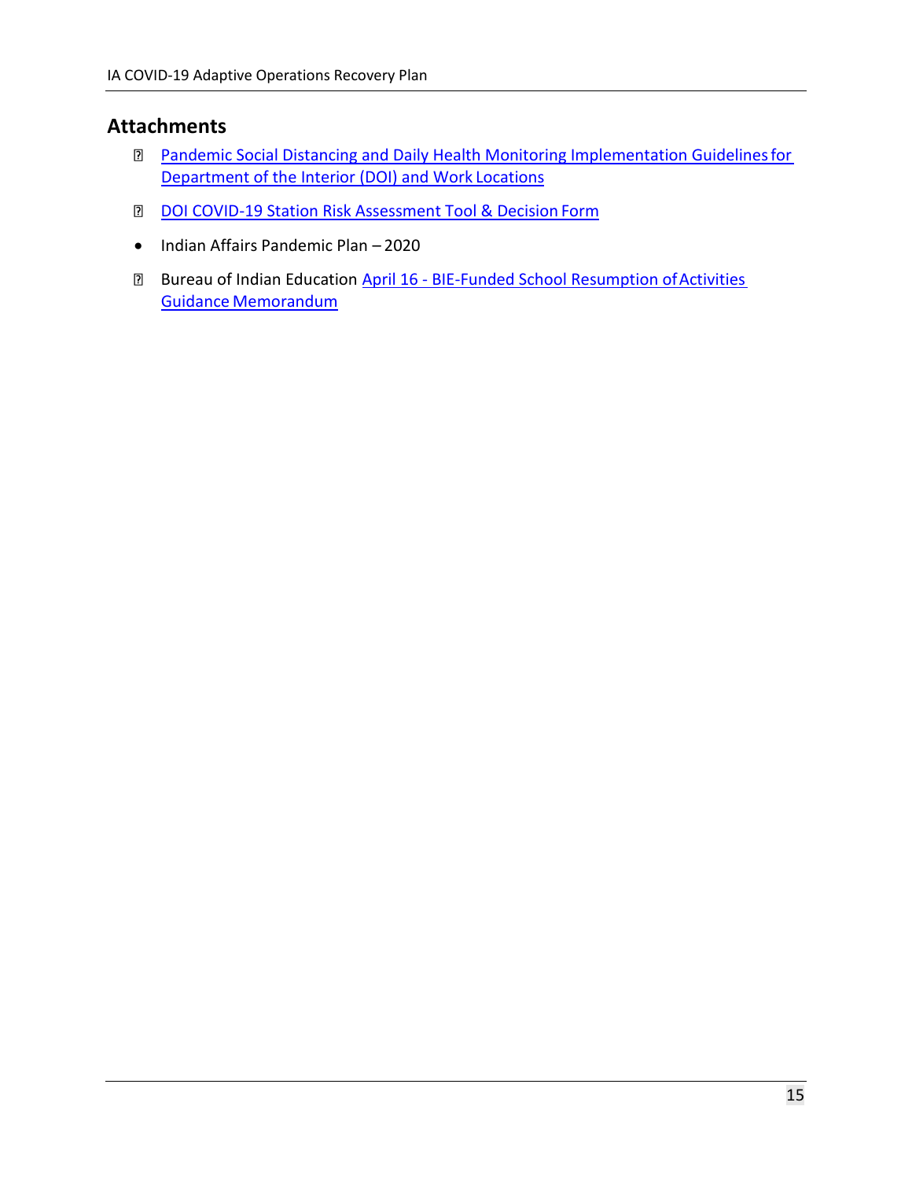## Attachments

- Pandemic Social Distancing and Daily Health Monitoring Implementation Guidelines for Department of the Interior (DOI) and Work Locations
- DOI COVID-19 Station Risk Assessment Tool & Decision Form
- Indian Affairs Pandemic Plan – 2020
- Bureau of Indian Education April 16 - BIE-Funded School Resumption of Activities Guidance Memorandum